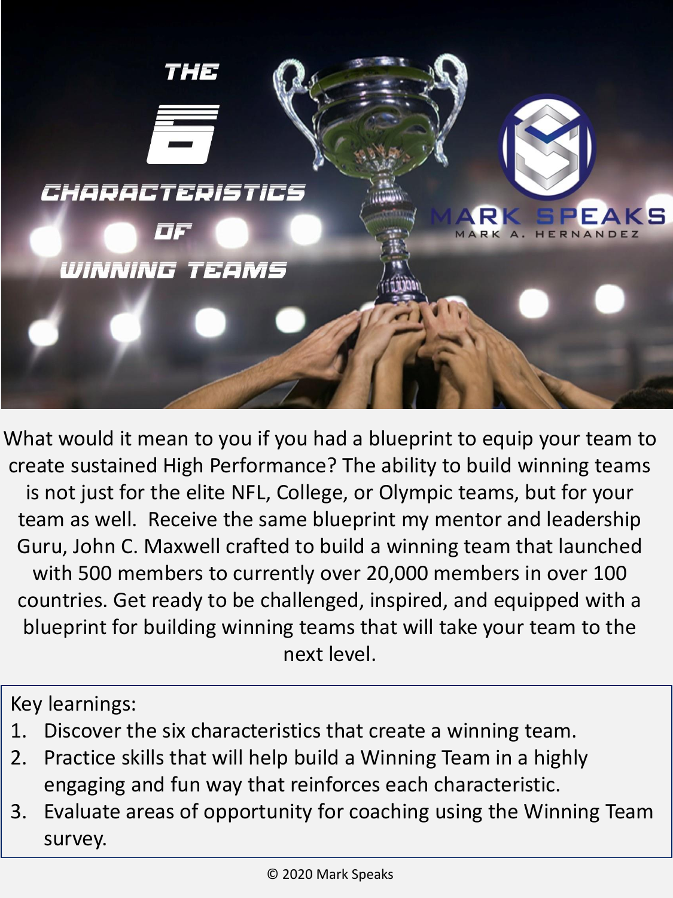# THE 6 CHARACTERISTICS OF WINNING TEAMS

MARK SPEAKS
MARK A. HERNANDEZ

What would it mean to you if you had a blueprint to equip your team to create sustained High Performance? The ability to build winning teams is not just for the elite NFL, College, or Olympic teams, but for your team as well. Receive the same blueprint my mentor and leadership Guru, John C. Maxwell crafted to build a winning team that launched with 500 members to currently over 20,000 members in over 100 countries. Get ready to be challenged, inspired, and equipped with a blueprint for building winning teams that will take your team to the next level.

Key learnings:

1. Discover the six characteristics that create a winning team.
2. Practice skills that will help build a Winning Team in a highly engaging and fun way that reinforces each characteristic.
3. Evaluate areas of opportunity for coaching using the Winning Team survey.

© 2020 Mark Speaks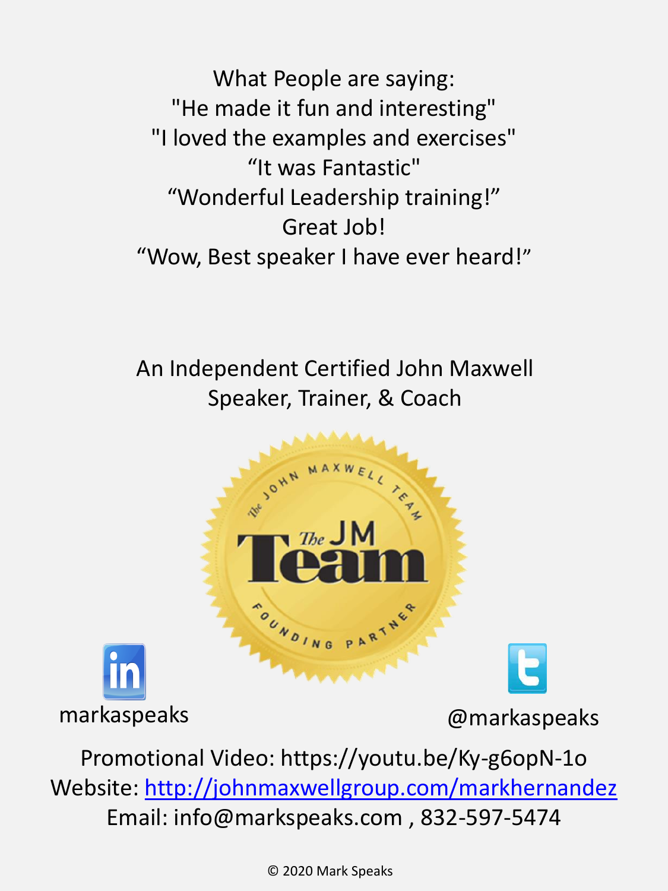What People are saying:

"He made it fun and interesting"

"I loved the examples and exercises"

“It was Fantastic"

“Wonderful Leadership training!”

Great Job!

“Wow, Best speaker I have ever heard!”

An Independent Certified John Maxwell Speaker, Trainer, & Coach

The JOHN MAXWELL TEAM

The JM Team

FOUNDING PARTNER

markaspeaks

@markaspeaks

Promotional Video: https://youtu.be/Ky-g6opN-1o

Website: http://johnmaxwellgroup.com/markhernandez

Email: info@markspeaks.com , 832-597-5474

© 2020 Mark Speaks